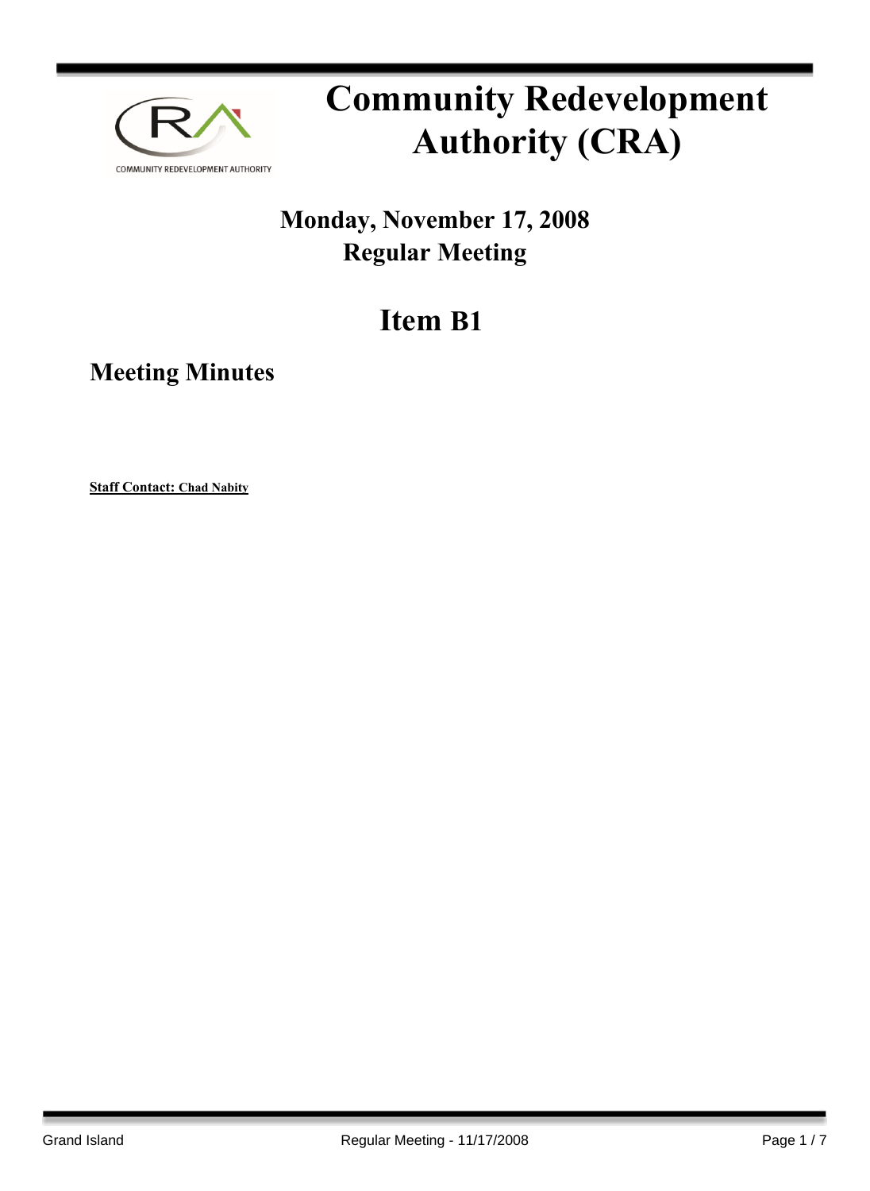# Community Redevelopment Authority (CRA)

**Monday, November 17, 2008**
**Regular Meeting**

## Item B1

### Meeting Minutes

**Staff Contact: Chad Nabity**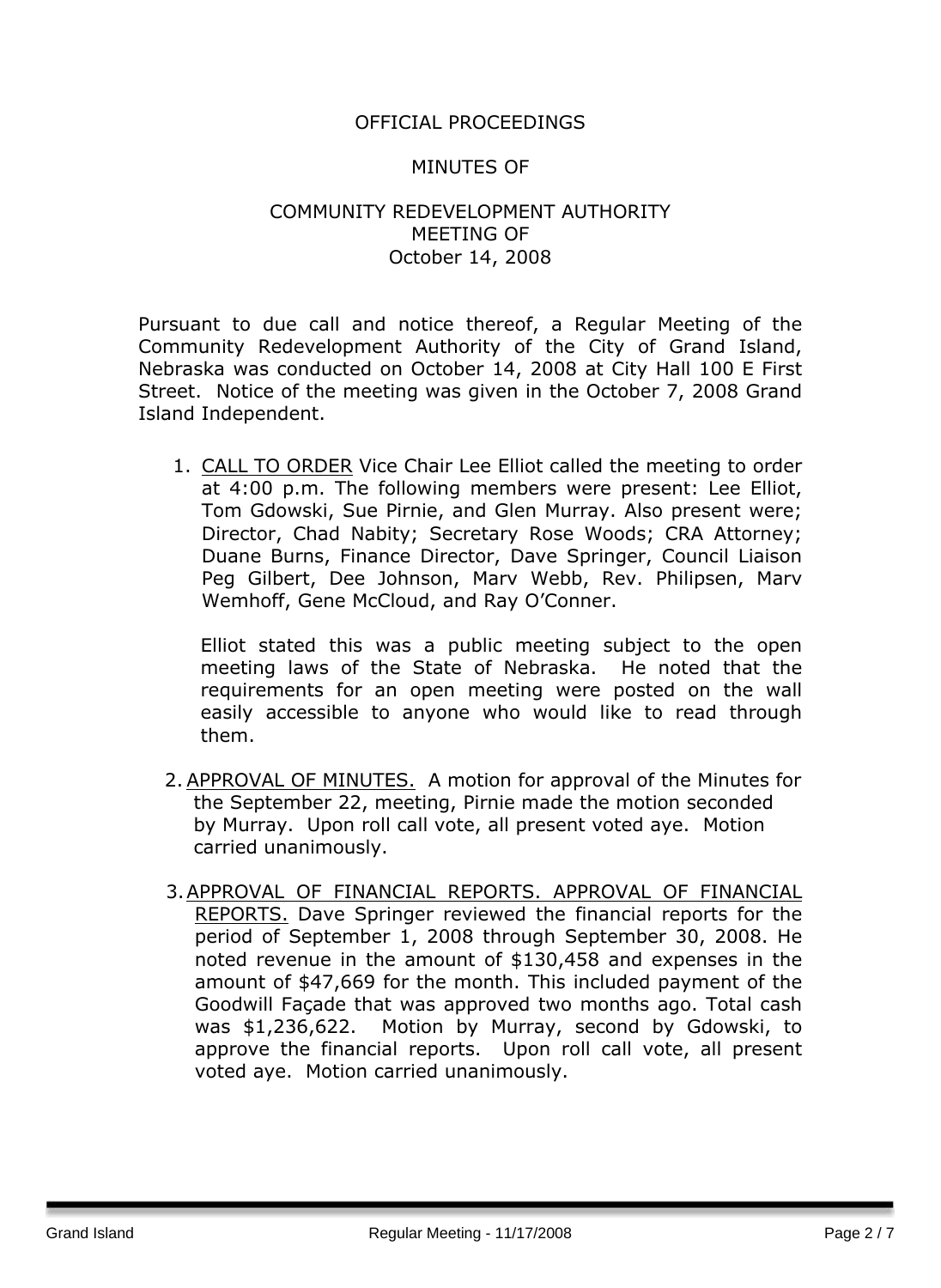OFFICIAL PROCEEDINGS

MINUTES OF

COMMUNITY REDEVELOPMENT AUTHORITY
MEETING OF
October 14, 2008

Pursuant to due call and notice thereof, a Regular Meeting of the Community Redevelopment Authority of the City of Grand Island, Nebraska was conducted on October 14, 2008 at City Hall 100 E First Street. Notice of the meeting was given in the October 7, 2008 Grand Island Independent.

1. CALL TO ORDER Vice Chair Lee Elliot called the meeting to order at 4:00 p.m. The following members were present: Lee Elliot, Tom Gdowski, Sue Pirnie, and Glen Murray. Also present were; Director, Chad Nabity; Secretary Rose Woods; CRA Attorney; Duane Burns, Finance Director, Dave Springer, Council Liaison Peg Gilbert, Dee Johnson, Marv Webb, Rev. Philipsen, Marv Wemhoff, Gene McCloud, and Ray O'Conner.

   Elliot stated this was a public meeting subject to the open meeting laws of the State of Nebraska. He noted that the requirements for an open meeting were posted on the wall easily accessible to anyone who would like to read through them.

2. APPROVAL OF MINUTES. A motion for approval of the Minutes for the September 22, meeting, Pirnie made the motion seconded by Murray. Upon roll call vote, all present voted aye. Motion carried unanimously.

3. APPROVAL OF FINANCIAL REPORTS. APPROVAL OF FINANCIAL REPORTS. Dave Springer reviewed the financial reports for the period of September 1, 2008 through September 30, 2008. He noted revenue in the amount of $130,458 and expenses in the amount of $47,669 for the month. This included payment of the Goodwill Façade that was approved two months ago. Total cash was $1,236,622. Motion by Murray, second by Gdowski, to approve the financial reports. Upon roll call vote, all present voted aye. Motion carried unanimously.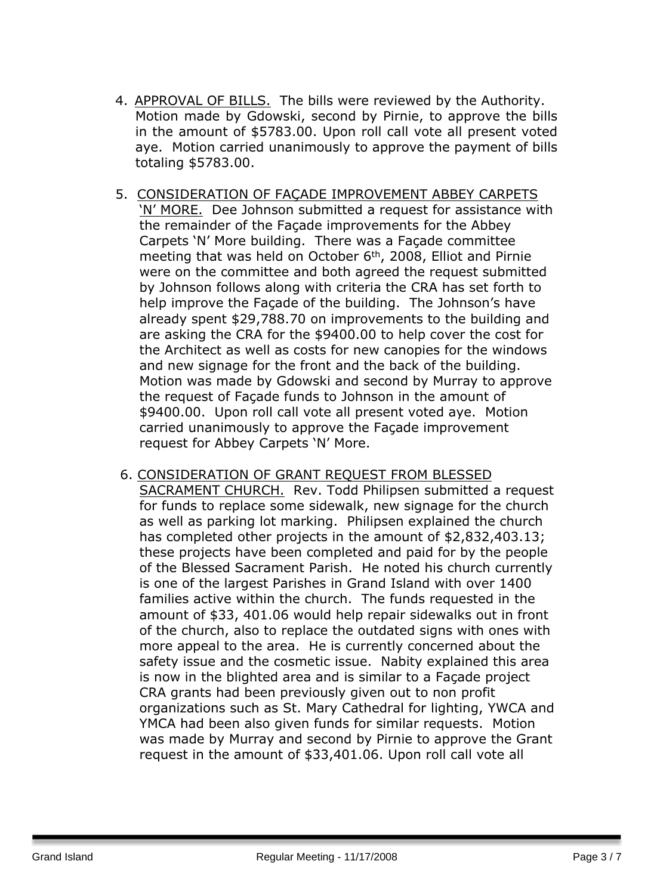4. APPROVAL OF BILLS. The bills were reviewed by the Authority. Motion made by Gdowski, second by Pirnie, to approve the bills in the amount of $5783.00. Upon roll call vote all present voted aye. Motion carried unanimously to approve the payment of bills totaling $5783.00.

5. CONSIDERATION OF FAÇADE IMPROVEMENT ABBEY CARPETS 'N' MORE. Dee Johnson submitted a request for assistance with the remainder of the Façade improvements for the Abbey Carpets 'N' More building. There was a Façade committee meeting that was held on October 6th, 2008, Elliot and Pirnie were on the committee and both agreed the request submitted by Johnson follows along with criteria the CRA has set forth to help improve the Façade of the building. The Johnson's have already spent $29,788.70 on improvements to the building and are asking the CRA for the $9400.00 to help cover the cost for the Architect as well as costs for new canopies for the windows and new signage for the front and the back of the building. Motion was made by Gdowski and second by Murray to approve the request of Façade funds to Johnson in the amount of $9400.00. Upon roll call vote all present voted aye. Motion carried unanimously to approve the Façade improvement request for Abbey Carpets 'N' More.

6. CONSIDERATION OF GRANT REQUEST FROM BLESSED SACRAMENT CHURCH. Rev. Todd Philipsen submitted a request for funds to replace some sidewalk, new signage for the church as well as parking lot marking. Philipsen explained the church has completed other projects in the amount of $2,832,403.13; these projects have been completed and paid for by the people of the Blessed Sacrament Parish. He noted his church currently is one of the largest Parishes in Grand Island with over 1400 families active within the church. The funds requested in the amount of $33, 401.06 would help repair sidewalks out in front of the church, also to replace the outdated signs with ones with more appeal to the area. He is currently concerned about the safety issue and the cosmetic issue. Nabity explained this area is now in the blighted area and is similar to a Façade project CRA grants had been previously given out to non profit organizations such as St. Mary Cathedral for lighting, YWCA and YMCA had been also given funds for similar requests. Motion was made by Murray and second by Pirnie to approve the Grant request in the amount of $33,401.06. Upon roll call vote all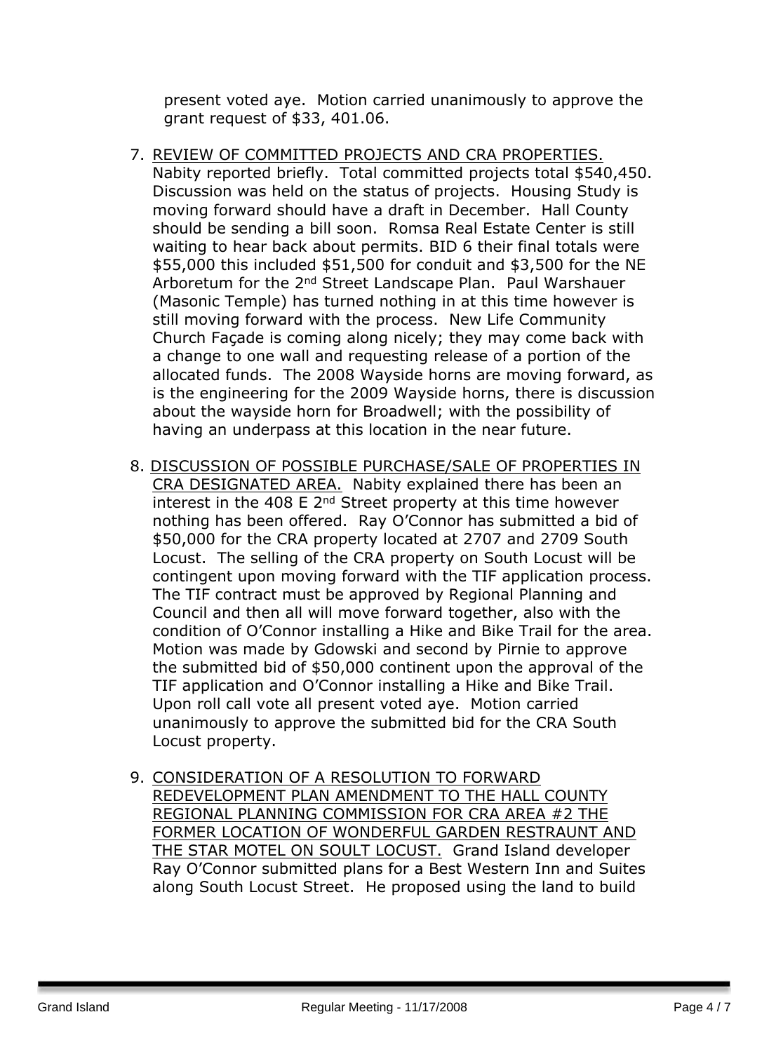present voted aye. Motion carried unanimously to approve the grant request of $33, 401.06.

7. <u>REVIEW OF COMMITTED PROJECTS AND CRA PROPERTIES.</u> Nabity reported briefly. Total committed projects total $540,450. Discussion was held on the status of projects. Housing Study is moving forward should have a draft in December. Hall County should be sending a bill soon. Romsa Real Estate Center is still waiting to hear back about permits. BID 6 their final totals were $55,000 this included $51,500 for conduit and $3,500 for the NE Arboretum for the 2nd Street Landscape Plan. Paul Warshauer (Masonic Temple) has turned nothing in at this time however is still moving forward with the process. New Life Community Church Façade is coming along nicely; they may come back with a change to one wall and requesting release of a portion of the allocated funds. The 2008 Wayside horns are moving forward, as is the engineering for the 2009 Wayside horns, there is discussion about the wayside horn for Broadwell; with the possibility of having an underpass at this location in the near future.

8. <u>DISCUSSION OF POSSIBLE PURCHASE/SALE OF PROPERTIES IN CRA DESIGNATED AREA.</u> Nabity explained there has been an interest in the 408 E 2nd Street property at this time however nothing has been offered. Ray O'Connor has submitted a bid of $50,000 for the CRA property located at 2707 and 2709 South Locust. The selling of the CRA property on South Locust will be contingent upon moving forward with the TIF application process. The TIF contract must be approved by Regional Planning and Council and then all will move forward together, also with the condition of O'Connor installing a Hike and Bike Trail for the area. Motion was made by Gdowski and second by Pirnie to approve the submitted bid of $50,000 continent upon the approval of the TIF application and O'Connor installing a Hike and Bike Trail. Upon roll call vote all present voted aye. Motion carried unanimously to approve the submitted bid for the CRA South Locust property.

9. <u>CONSIDERATION OF A RESOLUTION TO FORWARD REDEVELOPMENT PLAN AMENDMENT TO THE HALL COUNTY REGIONAL PLANNING COMMISSION FOR CRA AREA #2 THE FORMER LOCATION OF WONDERFUL GARDEN RESTRAUNT AND THE STAR MOTEL ON SOULT LOCUST.</u> Grand Island developer Ray O'Connor submitted plans for a Best Western Inn and Suites along South Locust Street. He proposed using the land to build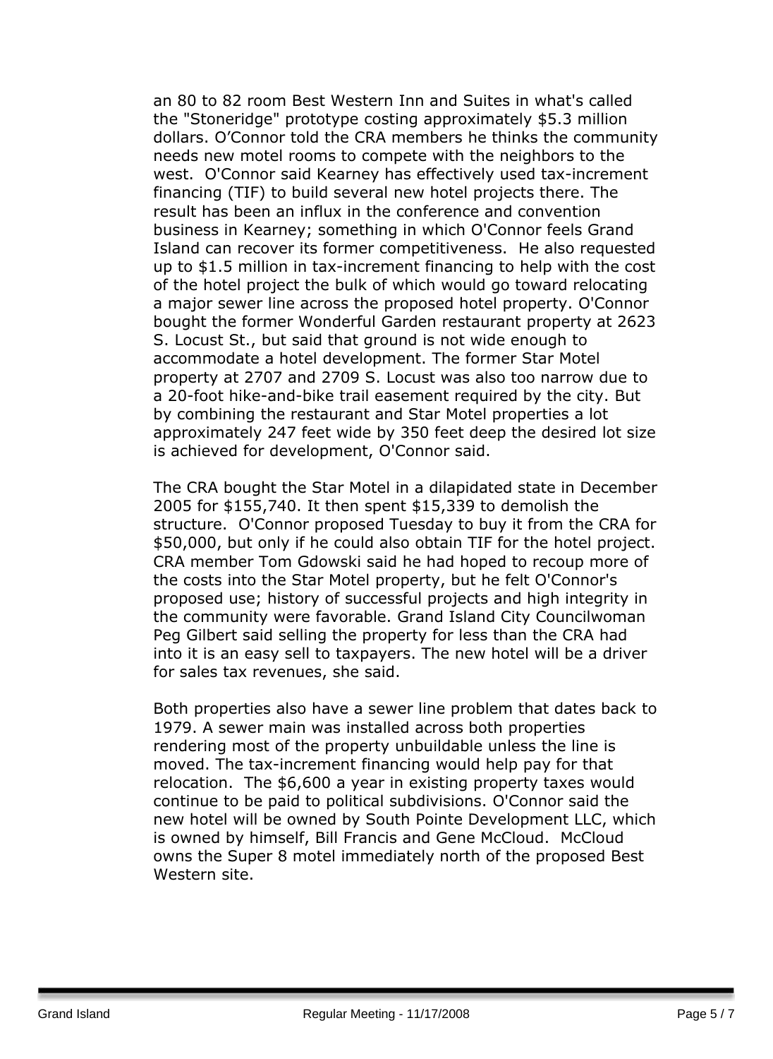an 80 to 82 room Best Western Inn and Suites in what's called the "Stoneridge" prototype costing approximately $5.3 million dollars. O'Connor told the CRA members he thinks the community needs new motel rooms to compete with the neighbors to the west. O'Connor said Kearney has effectively used tax-increment financing (TIF) to build several new hotel projects there. The result has been an influx in the conference and convention business in Kearney; something in which O'Connor feels Grand Island can recover its former competitiveness. He also requested up to $1.5 million in tax-increment financing to help with the cost of the hotel project the bulk of which would go toward relocating a major sewer line across the proposed hotel property. O'Connor bought the former Wonderful Garden restaurant property at 2623 S. Locust St., but said that ground is not wide enough to accommodate a hotel development. The former Star Motel property at 2707 and 2709 S. Locust was also too narrow due to a 20-foot hike-and-bike trail easement required by the city. But by combining the restaurant and Star Motel properties a lot approximately 247 feet wide by 350 feet deep the desired lot size is achieved for development, O'Connor said.

The CRA bought the Star Motel in a dilapidated state in December 2005 for $155,740. It then spent $15,339 to demolish the structure. O'Connor proposed Tuesday to buy it from the CRA for $50,000, but only if he could also obtain TIF for the hotel project. CRA member Tom Gdowski said he had hoped to recoup more of the costs into the Star Motel property, but he felt O'Connor's proposed use; history of successful projects and high integrity in the community were favorable. Grand Island City Councilwoman Peg Gilbert said selling the property for less than the CRA had into it is an easy sell to taxpayers. The new hotel will be a driver for sales tax revenues, she said.

Both properties also have a sewer line problem that dates back to 1979. A sewer main was installed across both properties rendering most of the property unbuildable unless the line is moved. The tax-increment financing would help pay for that relocation. The $6,600 a year in existing property taxes would continue to be paid to political subdivisions. O'Connor said the new hotel will be owned by South Pointe Development LLC, which is owned by himself, Bill Francis and Gene McCloud. McCloud owns the Super 8 motel immediately north of the proposed Best Western site.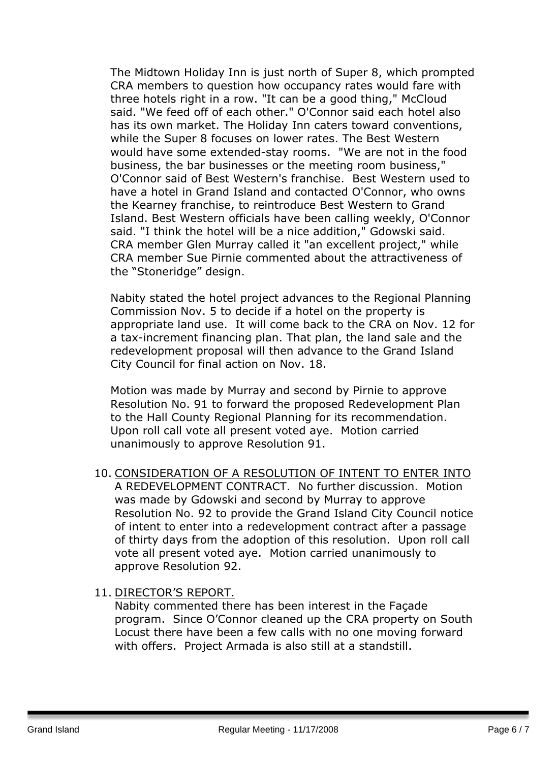The Midtown Holiday Inn is just north of Super 8, which prompted CRA members to question how occupancy rates would fare with three hotels right in a row. "It can be a good thing," McCloud said. "We feed off of each other." O'Connor said each hotel also has its own market. The Holiday Inn caters toward conventions, while the Super 8 focuses on lower rates. The Best Western would have some extended-stay rooms. "We are not in the food business, the bar businesses or the meeting room business," O'Connor said of Best Western's franchise. Best Western used to have a hotel in Grand Island and contacted O'Connor, who owns the Kearney franchise, to reintroduce Best Western to Grand Island. Best Western officials have been calling weekly, O'Connor said. "I think the hotel will be a nice addition," Gdowski said. CRA member Glen Murray called it "an excellent project," while CRA member Sue Pirnie commented about the attractiveness of the "Stoneridge" design.

Nabity stated the hotel project advances to the Regional Planning Commission Nov. 5 to decide if a hotel on the property is appropriate land use. It will come back to the CRA on Nov. 12 for a tax-increment financing plan. That plan, the land sale and the redevelopment proposal will then advance to the Grand Island City Council for final action on Nov. 18.

Motion was made by Murray and second by Pirnie to approve Resolution No. 91 to forward the proposed Redevelopment Plan to the Hall County Regional Planning for its recommendation. Upon roll call vote all present voted aye. Motion carried unanimously to approve Resolution 91.

10. <u>CONSIDERATION OF A RESOLUTION OF INTENT TO ENTER INTO A REDEVELOPMENT CONTRACT.</u> No further discussion. Motion was made by Gdowski and second by Murray to approve Resolution No. 92 to provide the Grand Island City Council notice of intent to enter into a redevelopment contract after a passage of thirty days from the adoption of this resolution. Upon roll call vote all present voted aye. Motion carried unanimously to approve Resolution 92.

11. <u>DIRECTOR'S REPORT.</u>
    Nabity commented there has been interest in the Façade program. Since O'Connor cleaned up the CRA property on South Locust there have been a few calls with no one moving forward with offers. Project Armada is also still at a standstill.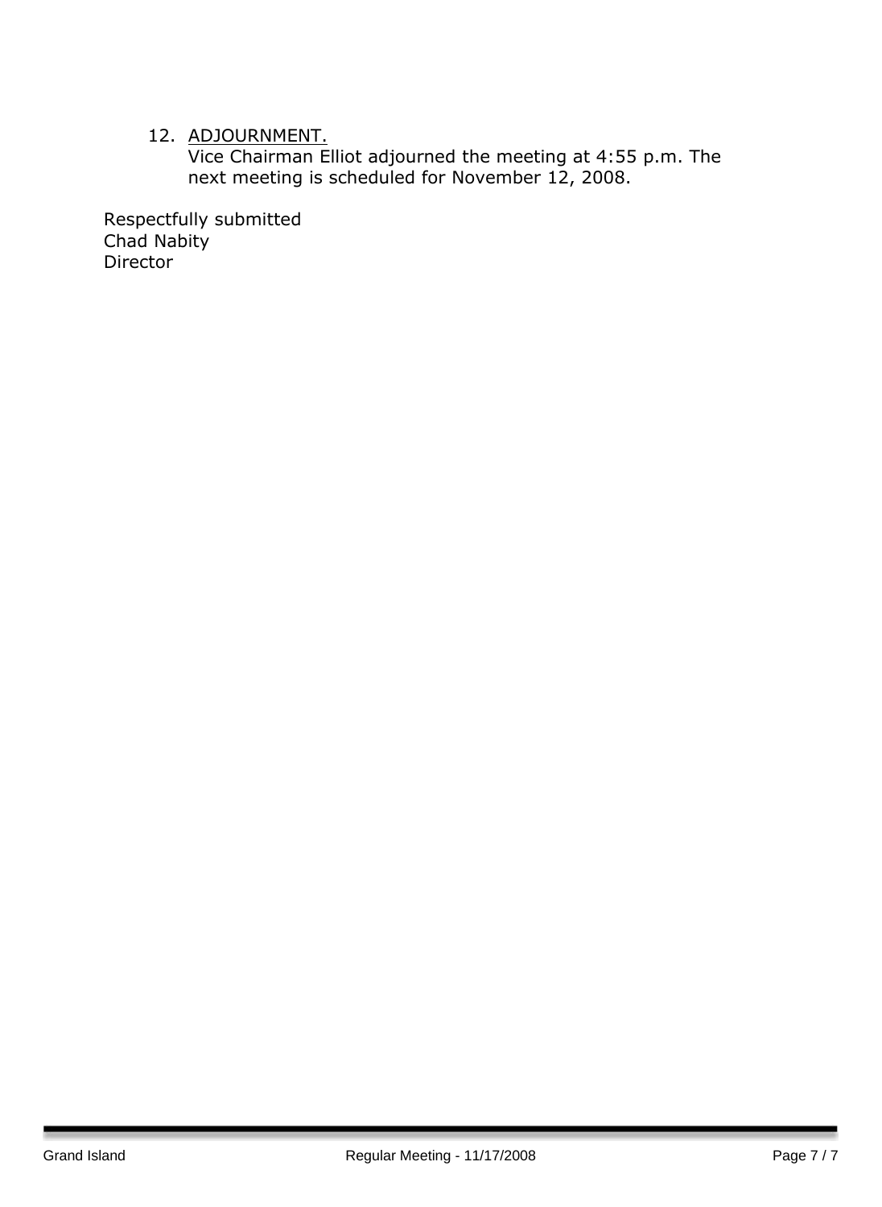12. <u>ADJOURNMENT.</u>
    Vice Chairman Elliot adjourned the meeting at 4:55 p.m. The next meeting is scheduled for November 12, 2008.

Respectfully submitted
Chad Nabity
Director